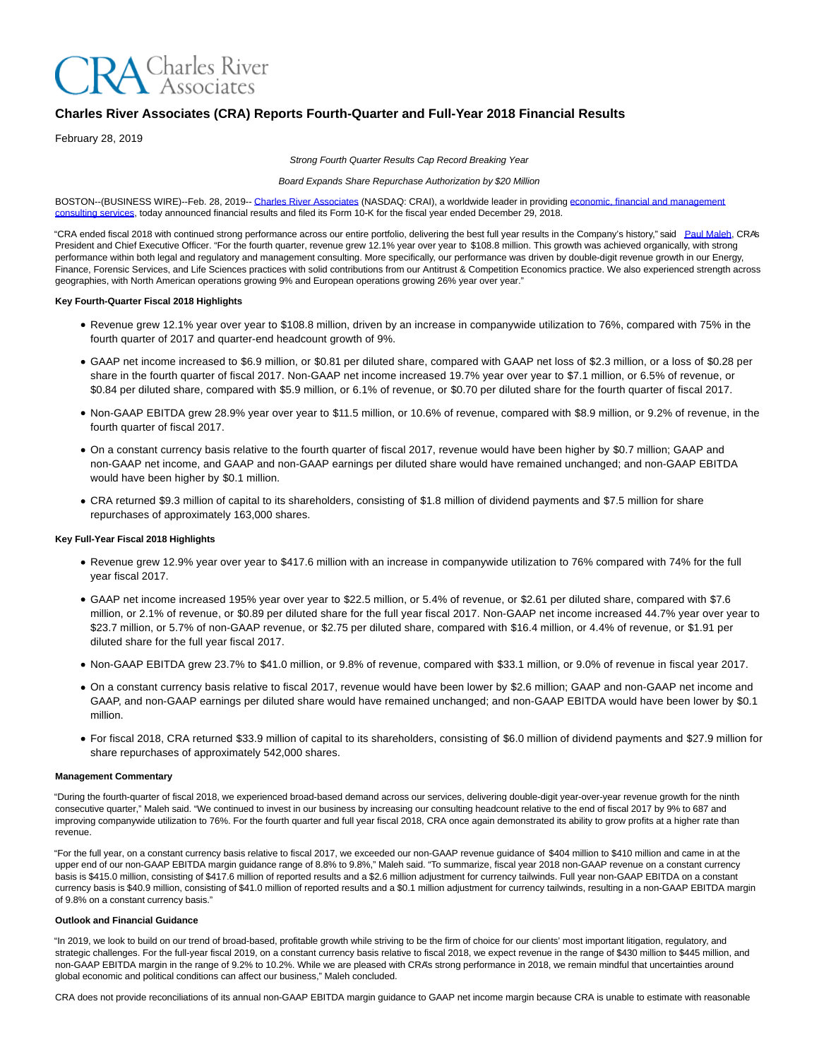CRA Charles River Associates

# Charles River Associates (CRA) Reports Fourth-Quarter and Full-Year 2018 Financial Results

February 28, 2019

*Strong Fourth Quarter Results Cap Record Breaking Year*

*Board Expands Share Repurchase Authorization by $20 Million*

BOSTON--(BUSINESS WIRE)--Feb. 28, 2019-- Charles River Associates (NASDAQ: CRAI), a worldwide leader in providing economic, financial and management consulting services, today announced financial results and filed its Form 10-K for the fiscal year ended December 29, 2018.

"CRA ended fiscal 2018 with continued strong performance across our entire portfolio, delivering the best full year results in the Company's history," said Paul Maleh, CRA's President and Chief Executive Officer. "For the fourth quarter, revenue grew 12.1% year over year to $108.8 million. This growth was achieved organically, with strong performance within both legal and regulatory and management consulting. More specifically, our performance was driven by double-digit revenue growth in our Energy, Finance, Forensic Services, and Life Sciences practices with solid contributions from our Antitrust & Competition Economics practice. We also experienced strength across geographies, with North American operations growing 9% and European operations growing 26% year over year."

**Key Fourth-Quarter Fiscal 2018 Highlights**

- Revenue grew 12.1% year over year to $108.8 million, driven by an increase in companywide utilization to 76%, compared with 75% in the fourth quarter of 2017 and quarter-end headcount growth of 9%.
- GAAP net income increased to $6.9 million, or $0.81 per diluted share, compared with GAAP net loss of $2.3 million, or a loss of $0.28 per share in the fourth quarter of fiscal 2017. Non-GAAP net income increased 19.7% year over year to $7.1 million, or 6.5% of revenue, or $0.84 per diluted share, compared with $5.9 million, or 6.1% of revenue, or $0.70 per diluted share for the fourth quarter of fiscal 2017.
- Non-GAAP EBITDA grew 28.9% year over year to $11.5 million, or 10.6% of revenue, compared with $8.9 million, or 9.2% of revenue, in the fourth quarter of fiscal 2017.
- On a constant currency basis relative to the fourth quarter of fiscal 2017, revenue would have been higher by $0.7 million; GAAP and non-GAAP net income, and GAAP and non-GAAP earnings per diluted share would have remained unchanged; and non-GAAP EBITDA would have been higher by $0.1 million.
- CRA returned $9.3 million of capital to its shareholders, consisting of $1.8 million of dividend payments and $7.5 million for share repurchases of approximately 163,000 shares.

**Key Full-Year Fiscal 2018 Highlights**

- Revenue grew 12.9% year over year to $417.6 million with an increase in companywide utilization to 76% compared with 74% for the full year fiscal 2017.
- GAAP net income increased 195% year over year to $22.5 million, or 5.4% of revenue, or $2.61 per diluted share, compared with $7.6 million, or 2.1% of revenue, or $0.89 per diluted share for the full year fiscal 2017. Non-GAAP net income increased 44.7% year over year to $23.7 million, or 5.7% of non-GAAP revenue, or $2.75 per diluted share, compared with $16.4 million, or 4.4% of revenue, or $1.91 per diluted share for the full year fiscal 2017.
- Non-GAAP EBITDA grew 23.7% to $41.0 million, or 9.8% of revenue, compared with $33.1 million, or 9.0% of revenue in fiscal year 2017.
- On a constant currency basis relative to fiscal 2017, revenue would have been lower by $2.6 million; GAAP and non-GAAP net income and GAAP, and non-GAAP earnings per diluted share would have remained unchanged; and non-GAAP EBITDA would have been lower by $0.1 million.
- For fiscal 2018, CRA returned $33.9 million of capital to its shareholders, consisting of $6.0 million of dividend payments and $27.9 million for share repurchases of approximately 542,000 shares.

**Management Commentary**

"During the fourth-quarter of fiscal 2018, we experienced broad-based demand across our services, delivering double-digit year-over-year revenue growth for the ninth consecutive quarter," Maleh said. "We continued to invest in our business by increasing our consulting headcount relative to the end of fiscal 2017 by 9% to 687 and improving companywide utilization to 76%. For the fourth quarter and full year fiscal 2018, CRA once again demonstrated its ability to grow profits at a higher rate than revenue.

"For the full year, on a constant currency basis relative to fiscal 2017, we exceeded our non-GAAP revenue guidance of $404 million to $410 million and came in at the upper end of our non-GAAP EBITDA margin guidance range of 8.8% to 9.8%," Maleh said. "To summarize, fiscal year 2018 non-GAAP revenue on a constant currency basis is $415.0 million, consisting of $417.6 million of reported results and a $2.6 million adjustment for currency tailwinds. Full year non-GAAP EBITDA on a constant currency basis is $40.9 million, consisting of $41.0 million of reported results and a $0.1 million adjustment for currency tailwinds, resulting in a non-GAAP EBITDA margin of 9.8% on a constant currency basis."

**Outlook and Financial Guidance**

"In 2019, we look to build on our trend of broad-based, profitable growth while striving to be the firm of choice for our clients' most important litigation, regulatory, and strategic challenges. For the full-year fiscal 2019, on a constant currency basis relative to fiscal 2018, we expect revenue in the range of $430 million to $445 million, and non-GAAP EBITDA margin in the range of 9.2% to 10.2%. While we are pleased with CRA's strong performance in 2018, we remain mindful that uncertainties around global economic and political conditions can affect our business," Maleh concluded.

CRA does not provide reconciliations of its annual non-GAAP EBITDA margin guidance to GAAP net income margin because CRA is unable to estimate with reasonable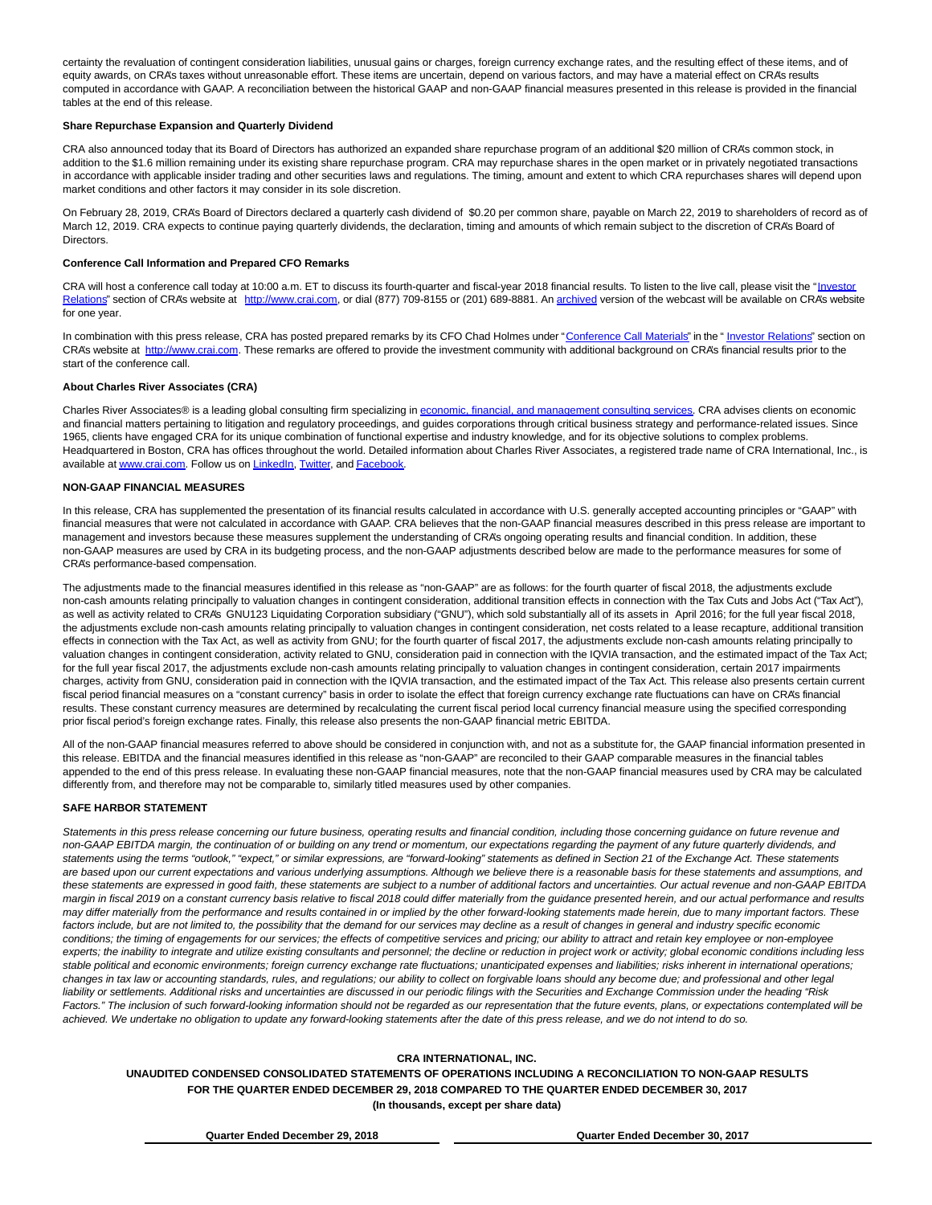certainty the revaluation of contingent consideration liabilities, unusual gains or charges, foreign currency exchange rates, and the resulting effect of these items, and of equity awards, on CRA's taxes without unreasonable effort. These items are uncertain, depend on various factors, and may have a material effect on CRA's results computed in accordance with GAAP. A reconciliation between the historical GAAP and non-GAAP financial measures presented in this release is provided in the financial tables at the end of this release.

**Share Repurchase Expansion and Quarterly Dividend**

CRA also announced today that its Board of Directors has authorized an expanded share repurchase program of an additional $20 million of CRA's common stock, in addition to the $1.6 million remaining under its existing share repurchase program. CRA may repurchase shares in the open market or in privately negotiated transactions in accordance with applicable insider trading and other securities laws and regulations. The timing, amount and extent to which CRA repurchases shares will depend upon market conditions and other factors it may consider in its sole discretion.

On February 28, 2019, CRA's Board of Directors declared a quarterly cash dividend of $0.20 per common share, payable on March 22, 2019 to shareholders of record as of March 12, 2019. CRA expects to continue paying quarterly dividends, the declaration, timing and amounts of which remain subject to the discretion of CRA's Board of Directors.

**Conference Call Information and Prepared CFO Remarks**

CRA will host a conference call today at 10:00 a.m. ET to discuss its fourth-quarter and fiscal-year 2018 financial results. To listen to the live call, please visit the "Investor Relations" section of CRA's website at http://www.crai.com, or dial (877) 709-8155 or (201) 689-8881. An archived version of the webcast will be available on CRA's website for one year.

In combination with this press release, CRA has posted prepared remarks by its CFO Chad Holmes under "Conference Call Materials" in the " Investor Relations" section on CRA's website at http://www.crai.com. These remarks are offered to provide the investment community with additional background on CRA's financial results prior to the start of the conference call.

**About Charles River Associates (CRA)**

Charles River Associates® is a leading global consulting firm specializing in economic, financial, and management consulting services. CRA advises clients on economic and financial matters pertaining to litigation and regulatory proceedings, and guides corporations through critical business strategy and performance-related issues. Since 1965, clients have engaged CRA for its unique combination of functional expertise and industry knowledge, and for its objective solutions to complex problems. Headquartered in Boston, CRA has offices throughout the world. Detailed information about Charles River Associates, a registered trade name of CRA International, Inc., is available at www.crai.com. Follow us on LinkedIn, Twitter, and Facebook.

**NON-GAAP FINANCIAL MEASURES**

In this release, CRA has supplemented the presentation of its financial results calculated in accordance with U.S. generally accepted accounting principles or "GAAP" with financial measures that were not calculated in accordance with GAAP. CRA believes that the non-GAAP financial measures described in this press release are important to management and investors because these measures supplement the understanding of CRA's ongoing operating results and financial condition. In addition, these non-GAAP measures are used by CRA in its budgeting process, and the non-GAAP adjustments described below are made to the performance measures for some of CRA's performance-based compensation.

The adjustments made to the financial measures identified in this release as "non-GAAP" are as follows: for the fourth quarter of fiscal 2018, the adjustments exclude non-cash amounts relating principally to valuation changes in contingent consideration, additional transition effects in connection with the Tax Cuts and Jobs Act ("Tax Act"), as well as activity related to CRA's GNU123 Liquidating Corporation subsidiary ("GNU"), which sold substantially all of its assets in April 2016; for the full year fiscal 2018, the adjustments exclude non-cash amounts relating principally to valuation changes in contingent consideration, net costs related to a lease recapture, additional transition effects in connection with the Tax Act, as well as activity from GNU; for the fourth quarter of fiscal 2017, the adjustments exclude non-cash amounts relating principally to valuation changes in contingent consideration, activity related to GNU, consideration paid in connection with the IQVIA transaction, and the estimated impact of the Tax Act; for the full year fiscal 2017, the adjustments exclude non-cash amounts relating principally to valuation changes in contingent consideration, certain 2017 impairments charges, activity from GNU, consideration paid in connection with the IQVIA transaction, and the estimated impact of the Tax Act. This release also presents certain current fiscal period financial measures on a "constant currency" basis in order to isolate the effect that foreign currency exchange rate fluctuations can have on CRA's financial results. These constant currency measures are determined by recalculating the current fiscal period local currency financial measure using the specified corresponding prior fiscal period's foreign exchange rates. Finally, this release also presents the non-GAAP financial metric EBITDA.

All of the non-GAAP financial measures referred to above should be considered in conjunction with, and not as a substitute for, the GAAP financial information presented in this release. EBITDA and the financial measures identified in this release as "non-GAAP" are reconciled to their GAAP comparable measures in the financial tables appended to the end of this press release. In evaluating these non-GAAP financial measures, note that the non-GAAP financial measures used by CRA may be calculated differently from, and therefore may not be comparable to, similarly titled measures used by other companies.

**SAFE HARBOR STATEMENT**

*Statements in this press release concerning our future business, operating results and financial condition, including those concerning guidance on future revenue and non-GAAP EBITDA margin, the continuation of or building on any trend or momentum, our expectations regarding the payment of any future quarterly dividends, and statements using the terms "outlook," "expect," or similar expressions, are "forward-looking" statements as defined in Section 21 of the Exchange Act. These statements are based upon our current expectations and various underlying assumptions. Although we believe there is a reasonable basis for these statements and assumptions, and these statements are expressed in good faith, these statements are subject to a number of additional factors and uncertainties. Our actual revenue and non-GAAP EBITDA margin in fiscal 2019 on a constant currency basis relative to fiscal 2018 could differ materially from the guidance presented herein, and our actual performance and results may differ materially from the performance and results contained in or implied by the other forward-looking statements made herein, due to many important factors. These factors include, but are not limited to, the possibility that the demand for our services may decline as a result of changes in general and industry specific economic conditions; the timing of engagements for our services; the effects of competitive services and pricing; our ability to attract and retain key employee or non-employee experts; the inability to integrate and utilize existing consultants and personnel; the decline or reduction in project work or activity; global economic conditions including less stable political and economic environments; foreign currency exchange rate fluctuations; unanticipated expenses and liabilities; risks inherent in international operations; changes in tax law or accounting standards, rules, and regulations; our ability to collect on forgivable loans should any become due; and professional and other legal liability or settlements. Additional risks and uncertainties are discussed in our periodic filings with the Securities and Exchange Commission under the heading "Risk Factors." The inclusion of such forward-looking information should not be regarded as our representation that the future events, plans, or expectations contemplated will be achieved. We undertake no obligation to update any forward-looking statements after the date of this press release, and we do not intend to do so.*

**CRA INTERNATIONAL, INC.**

**UNAUDITED CONDENSED CONSOLIDATED STATEMENTS OF OPERATIONS INCLUDING A RECONCILIATION TO NON-GAAP RESULTS**

**FOR THE QUARTER ENDED DECEMBER 29, 2018 COMPARED TO THE QUARTER ENDED DECEMBER 30, 2017**

**(In thousands, except per share data)**

| Quarter Ended December 29, 2018 | Quarter Ended December 30, 2017 |
| --- | --- |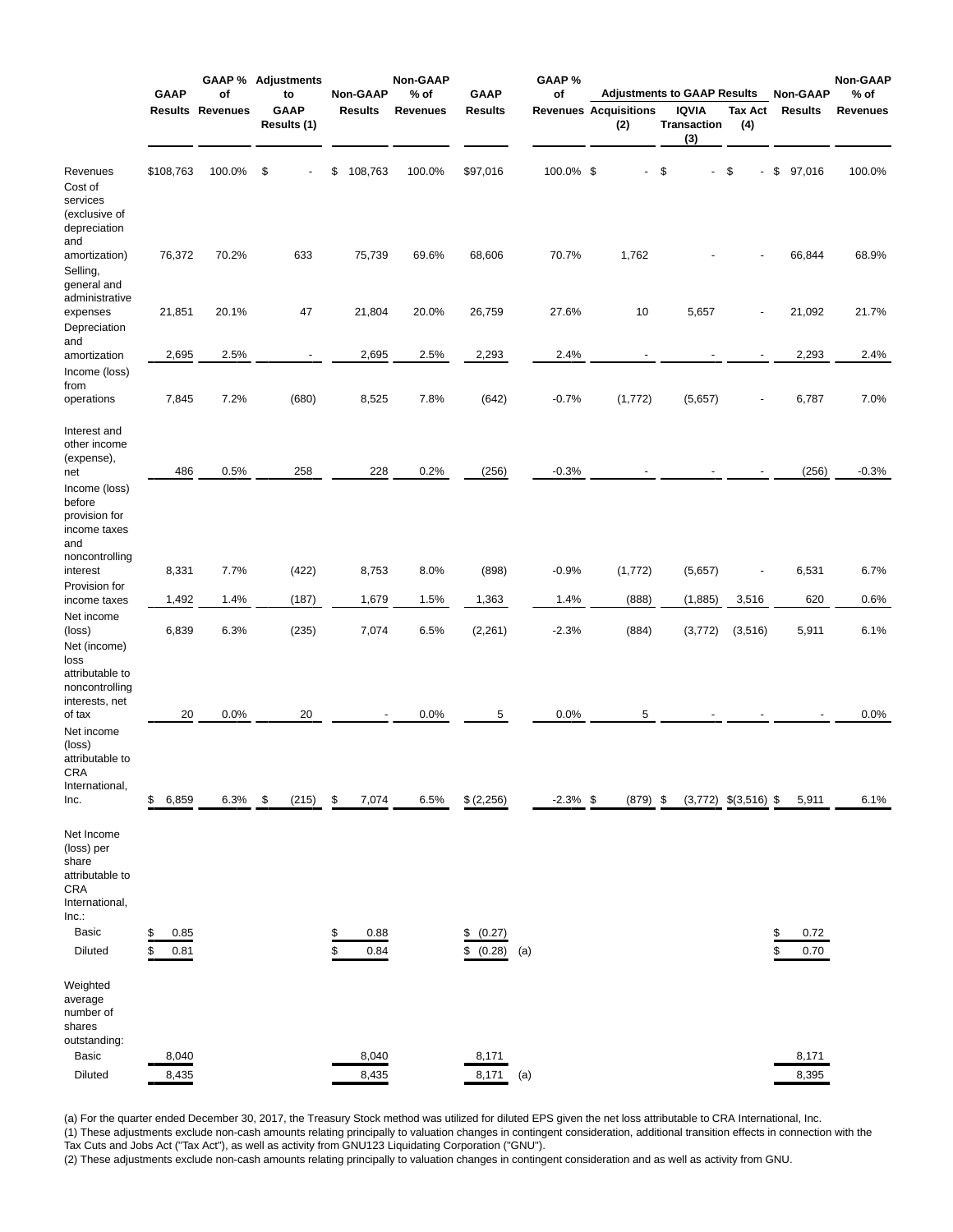| | GAAP Results | GAAP % of Revenues | Adjustments to GAAP Results (1) | Non-GAAP Results | Non-GAAP % of Revenues | GAAP Results | | GAAP % of Revenues | Adjustments to GAAP Results | | | Non-GAAP Results | Non-GAAP % of Revenues |
|---|---|---|---|---|---|---|---|---|---|---|---|---|---|
| | | | | | | | | | Acquisitions (2) | IQVIA Transaction (3) | Tax Act (4) | | |
| Revenues | $108,763 | 100.0% | $ - | $ 108,763 | 100.0% | $97,016 | | 100.0% | $ - | $ - | $ - | $ 97,016 | 100.0% |
| Cost of services (exclusive of depreciation and amortization) | 76,372 | 70.2% | 633 | 75,739 | 69.6% | 68,606 | | 70.7% | 1,762 | - | - | 66,844 | 68.9% |
| Selling, general and administrative expenses | 21,851 | 20.1% | 47 | 21,804 | 20.0% | 26,759 | | 27.6% | 10 | 5,657 | - | 21,092 | 21.7% |
| Depreciation and amortization | 2,695 | 2.5% | - | 2,695 | 2.5% | 2,293 | | 2.4% | - | - | - | 2,293 | 2.4% |
| Income (loss) from operations | 7,845 | 7.2% | (680) | 8,525 | 7.8% | (642) | | -0.7% | (1,772) | (5,657) | - | 6,787 | 7.0% |
| Interest and other income (expense), net | 486 | 0.5% | 258 | 228 | 0.2% | (256) | | -0.3% | - | - | - | (256) | -0.3% |
| Income (loss) before provision for income taxes and noncontrolling interest | 8,331 | 7.7% | (422) | 8,753 | 8.0% | (898) | | -0.9% | (1,772) | (5,657) | - | 6,531 | 6.7% |
| Provision for income taxes | 1,492 | 1.4% | (187) | 1,679 | 1.5% | 1,363 | | 1.4% | (888) | (1,885) | 3,516 | 620 | 0.6% |
| Net income (loss) | 6,839 | 6.3% | (235) | 7,074 | 6.5% | (2,261) | | -2.3% | (884) | (3,772) | (3,516) | 5,911 | 6.1% |
| Net (income) loss attributable to noncontrolling interests, net of tax | 20 | 0.0% | 20 | - | 0.0% | 5 | | 0.0% | 5 | - | - | - | 0.0% |
| Net income (loss) attributable to CRA International, Inc. | $ 6,859 | 6.3% | $ (215) | $ 7,074 | 6.5% | $ (2,256) | | -2.3% | $ (879) | $ (3,772) | $(3,516) | $ 5,911 | 6.1% |
| Net Income (loss) per share attributable to CRA International, Inc.: | | | | | | | | | | | | | |
| Basic | $ 0.85 | | | $ 0.88 | | $ (0.27) | | | | | | $ 0.72 | |
| Diluted | $ 0.81 | | | $ 0.84 | | $ (0.28) | (a) | | | | | $ 0.70 | |
| Weighted average number of shares outstanding: | | | | | | | | | | | | | |
| Basic | 8,040 | | | 8,040 | | 8,171 | | | | | | 8,171 | |
| Diluted | 8,435 | | | 8,435 | | 8,171 | (a) | | | | | 8,395 | |

(a) For the quarter ended December 30, 2017, the Treasury Stock method was utilized for diluted EPS given the net loss attributable to CRA International, Inc.

(1) These adjustments exclude non-cash amounts relating principally to valuation changes in contingent consideration, additional transition effects in connection with the Tax Cuts and Jobs Act ("Tax Act"), as well as activity from GNU123 Liquidating Corporation ("GNU").

(2) These adjustments exclude non-cash amounts relating principally to valuation changes in contingent consideration and as well as activity from GNU.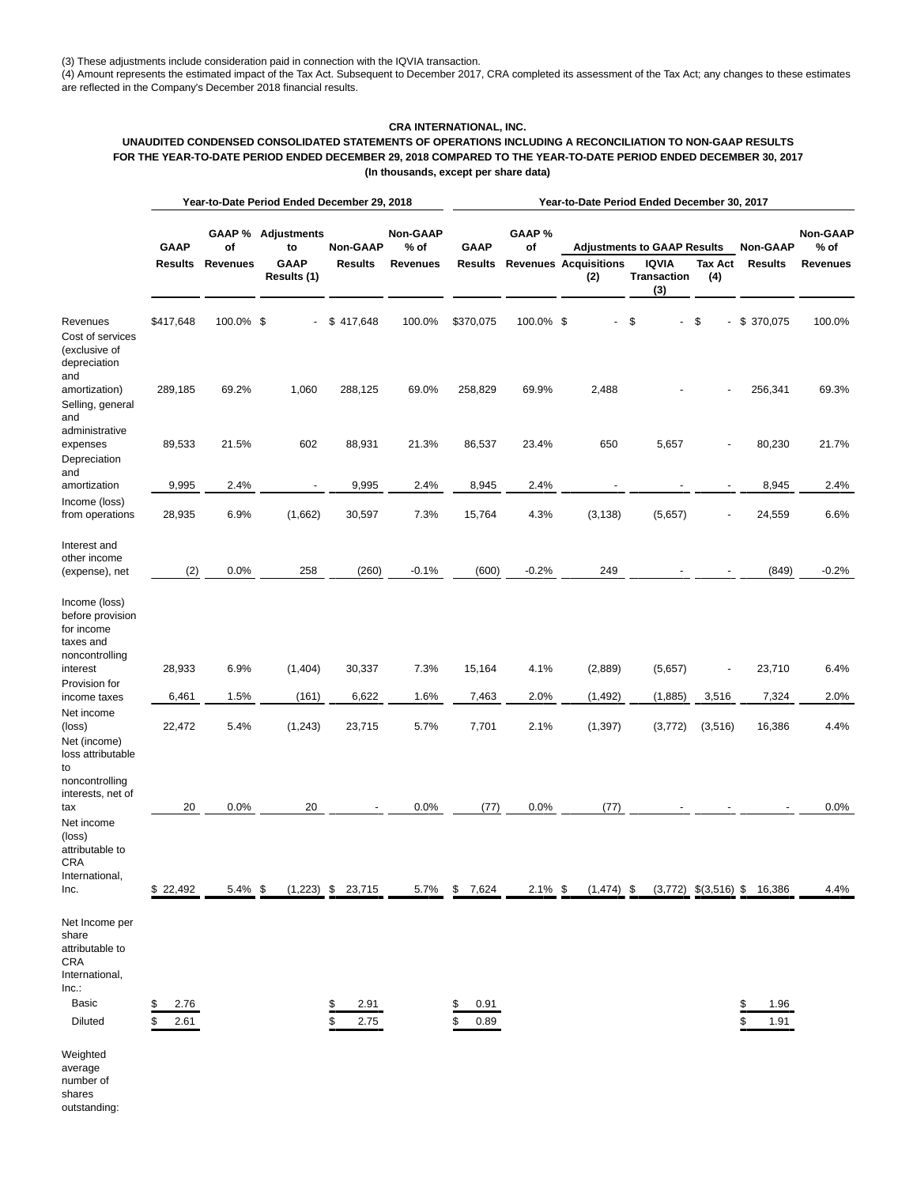(3) These adjustments include consideration paid in connection with the IQVIA transaction.
(4) Amount represents the estimated impact of the Tax Act. Subsequent to December 2017, CRA completed its assessment of the Tax Act; any changes to these estimates are reflected in the Company's December 2018 financial results.

**CRA INTERNATIONAL, INC.**
**UNAUDITED CONDENSED CONSOLIDATED STATEMENTS OF OPERATIONS INCLUDING A RECONCILIATION TO NON-GAAP RESULTS FOR THE YEAR-TO-DATE PERIOD ENDED DECEMBER 29, 2018 COMPARED TO THE YEAR-TO-DATE PERIOD ENDED DECEMBER 30, 2017**
**(In thousands, except per share data)**

| | Year-to-Date Period Ended December 29, 2018 | | | | | Year-to-Date Period Ended December 30, 2017 | | | | | | |
|---|---|---|---|---|---|---|---|---|---|---|---|---|
| | | | | | | | | Adjustments to GAAP Results | | | | |
| | GAAP Results | GAAP % of Revenues | Adjustments to GAAP Results (1) | Non-GAAP Results | Non-GAAP % of Revenues | GAAP Results | GAAP % of Revenues | Acquisitions (2) | IQVIA Transaction (3) | Tax Act (4) | Non-GAAP Results | Non-GAAP % of Revenues |
| Revenues | $417,648 | 100.0% | $ - | $ 417,648 | 100.0% | $370,075 | 100.0% | $ - | $ - | $ - | $ 370,075 | 100.0% |
| Cost of services (exclusive of depreciation and amortization) | 289,185 | 69.2% | 1,060 | 288,125 | 69.0% | 258,829 | 69.9% | 2,488 | - | - | 256,341 | 69.3% |
| Selling, general and administrative expenses | 89,533 | 21.5% | 602 | 88,931 | 21.3% | 86,537 | 23.4% | 650 | 5,657 | - | 80,230 | 21.7% |
| Depreciation and amortization | 9,995 | 2.4% | - | 9,995 | 2.4% | 8,945 | 2.4% | - | - | - | 8,945 | 2.4% |
| Income (loss) from operations | 28,935 | 6.9% | (1,662) | 30,597 | 7.3% | 15,764 | 4.3% | (3,138) | (5,657) | - | 24,559 | 6.6% |
| Interest and other income (expense), net | (2) | 0.0% | 258 | (260) | -0.1% | (600) | -0.2% | 249 | - | - | (849) | -0.2% |
| Income (loss) before provision for income taxes and noncontrolling interest | 28,933 | 6.9% | (1,404) | 30,337 | 7.3% | 15,164 | 4.1% | (2,889) | (5,657) | - | 23,710 | 6.4% |
| Provision for income taxes | 6,461 | 1.5% | (161) | 6,622 | 1.6% | 7,463 | 2.0% | (1,492) | (1,885) | 3,516 | 7,324 | 2.0% |
| Net income (loss) | 22,472 | 5.4% | (1,243) | 23,715 | 5.7% | 7,701 | 2.1% | (1,397) | (3,772) | (3,516) | 16,386 | 4.4% |
| Net (income) loss attributable to noncontrolling interests, net of tax | 20 | 0.0% | 20 | - | 0.0% | (77) | 0.0% | (77) | - | - | - | 0.0% |
| Net income (loss) attributable to CRA International, Inc. | $ 22,492 | 5.4% | $ (1,223) | $ 23,715 | 5.7% | $ 7,624 | 2.1% | $ (1,474) | $ (3,772) | $(3,516) | $ 16,386 | 4.4% |
| Net Income per share attributable to CRA International, Inc.: | | | | | | | | | | | | |
| Basic | $ 2.76 | | | $ 2.91 | | $ 0.91 | | | | | $ 1.96 | |
| Diluted | $ 2.61 | | | $ 2.75 | | $ 0.89 | | | | | $ 1.91 | |
| Weighted average number of shares outstanding: | | | | | | | | | | | | |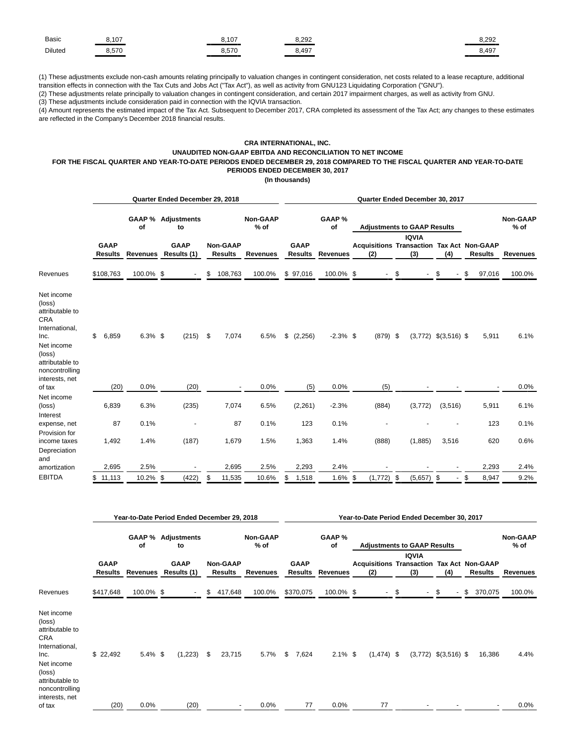| | | | | | | | |
|---|---|---|---|---|---|---|---|
| Basic | 8,107 | | 8,107 | 8,292 | | | 8,292 |
| Diluted | 8,570 | | 8,570 | 8,497 | | | 8,497 |

(1) These adjustments exclude non-cash amounts relating principally to valuation changes in contingent consideration, net costs related to a lease recapture, additional transition effects in connection with the Tax Cuts and Jobs Act ("Tax Act"), as well as activity from GNU123 Liquidating Corporation ("GNU").

(2) These adjustments relate principally to valuation changes in contingent consideration, and certain 2017 impairment charges, as well as activity from GNU.

(3) These adjustments include consideration paid in connection with the IQVIA transaction.

(4) Amount represents the estimated impact of the Tax Act. Subsequent to December 2017, CRA completed its assessment of the Tax Act; any changes to these estimates are reflected in the Company's December 2018 financial results.

**CRA INTERNATIONAL, INC.**
**UNAUDITED NON-GAAP EBITDA AND RECONCILIATION TO NET INCOME**
**FOR THE FISCAL QUARTER AND YEAR-TO-DATE PERIODS ENDED DECEMBER 29, 2018 COMPARED TO THE FISCAL QUARTER AND YEAR-TO-DATE PERIODS ENDED DECEMBER 30, 2017**
**(In thousands)**

| | Quarter Ended December 29, 2018 | | | | | Quarter Ended December 30, 2017 | | | | | | |
|---|---|---|---|---|---|---|---|---|---|---|---|---|
| | | | | | | | | Adjustments to GAAP Results | | | | |
| | GAAP Results | GAAP % of Revenues | Adjustments to GAAP Results (1) | Non-GAAP Results | Non-GAAP % of Revenues | GAAP Results | GAAP % of Revenues | Acquisitions (2) | IQVIA Transaction (3) | Tax Act (4) | Non-GAAP Results | Non-GAAP % of Revenues |
| Revenues | $108,763 | 100.0% | $ - | $ 108,763 | 100.0% | $ 97,016 | 100.0% | $ - | $ - | $ - | $ 97,016 | 100.0% |
| Net income (loss) attributable to CRA International, Inc. | $ 6,859 | 6.3% | $ (215) | $ 7,074 | 6.5% | $ (2,256) | -2.3% | $ (879) | $ (3,772) | $(3,516) | $ 5,911 | 6.1% |
| Net income (loss) attributable to noncontrolling interests, net of tax | (20) | 0.0% | (20) | - | 0.0% | (5) | 0.0% | (5) | - | - | - | 0.0% |
| Net income (loss) | 6,839 | 6.3% | (235) | 7,074 | 6.5% | (2,261) | -2.3% | (884) | (3,772) | (3,516) | 5,911 | 6.1% |
| Interest expense, net | 87 | 0.1% | - | 87 | 0.1% | 123 | 0.1% | - | - | - | 123 | 0.1% |
| Provision for income taxes | 1,492 | 1.4% | (187) | 1,679 | 1.5% | 1,363 | 1.4% | (888) | (1,885) | 3,516 | 620 | 0.6% |
| Depreciation and amortization | 2,695 | 2.5% | - | 2,695 | 2.5% | 2,293 | 2.4% | - | - | - | 2,293 | 2.4% |
| EBITDA | $ 11,113 | 10.2% | $ (422) | $ 11,535 | 10.6% | $ 1,518 | 1.6% | $ (1,772) | $ (5,657) | $ - | $ 8,947 | 9.2% |

| | Year-to-Date Period Ended December 29, 2018 | | | | | Year-to-Date Period Ended December 30, 2017 | | | | | | |
|---|---|---|---|---|---|---|---|---|---|---|---|---|
| | | | | | | | | Adjustments to GAAP Results | | | | |
| | GAAP Results | GAAP % of Revenues | Adjustments to GAAP Results (1) | Non-GAAP Results | Non-GAAP % of Revenues | GAAP Results | GAAP % of Revenues | Acquisitions (2) | IQVIA Transaction (3) | Tax Act (4) | Non-GAAP Results | Non-GAAP % of Revenues |
| Revenues | $417,648 | 100.0% | $ - | $ 417,648 | 100.0% | $370,075 | 100.0% | $ - | $ - | $ - | $ 370,075 | 100.0% |
| Net income (loss) attributable to CRA International, Inc. | $ 22,492 | 5.4% | $ (1,223) | $ 23,715 | 5.7% | $ 7,624 | 2.1% | $ (1,474) | $ (3,772) | $(3,516) | $ 16,386 | 4.4% |
| Net income (loss) attributable to noncontrolling interests, net of tax | (20) | 0.0% | (20) | - | 0.0% | 77 | 0.0% | 77 | - | - | - | 0.0% |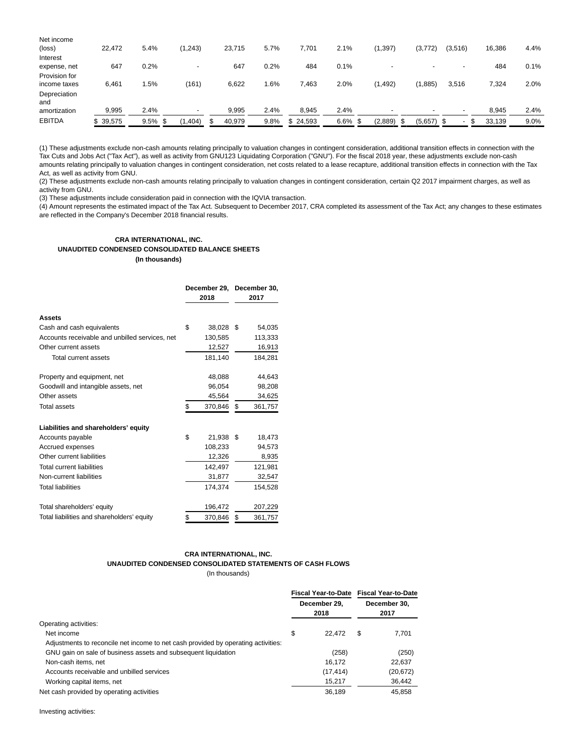| | | | | | | | | | | | | |
|---|---|---|---|---|---|---|---|---|---|---|---|---|
| Net income (loss) | 22,472 | 5.4% | (1,243) | 23,715 | 5.7% | 7,701 | 2.1% | (1,397) | (3,772) | (3,516) | 16,386 | 4.4% |
| Interest expense, net | 647 | 0.2% | - | 647 | 0.2% | 484 | 0.1% | - | - | - | 484 | 0.1% |
| Provision for income taxes | 6,461 | 1.5% | (161) | 6,622 | 1.6% | 7,463 | 2.0% | (1,492) | (1,885) | 3,516 | 7,324 | 2.0% |
| Depreciation and amortization | 9,995 | 2.4% | - | 9,995 | 2.4% | 8,945 | 2.4% | - | - | - | 8,945 | 2.4% |
| EBITDA | $ 39,575 | 9.5% | $ (1,404) | $ 40,979 | 9.8% | $ 24,593 | 6.6% | $ (2,889) | $ (5,657) | $ - | $ 33,139 | 9.0% |

(1) These adjustments exclude non-cash amounts relating principally to valuation changes in contingent consideration, additional transition effects in connection with the Tax Cuts and Jobs Act ("Tax Act"), as well as activity from GNU123 Liquidating Corporation ("GNU"). For the fiscal 2018 year, these adjustments exclude non-cash amounts relating principally to valuation changes in contingent consideration, net costs related to a lease recapture, additional transition effects in connection with the Tax Act, as well as activity from GNU.

(2) These adjustments exclude non-cash amounts relating principally to valuation changes in contingent consideration, certain Q2 2017 impairment charges, as well as activity from GNU.

(3) These adjustments include consideration paid in connection with the IQVIA transaction.

(4) Amount represents the estimated impact of the Tax Act. Subsequent to December 2017, CRA completed its assessment of the Tax Act; any changes to these estimates are reflected in the Company's December 2018 financial results.

**CRA INTERNATIONAL, INC.**
**UNAUDITED CONDENSED CONSOLIDATED BALANCE SHEETS**
**(In thousands)**

| | December 29, 2018 | December 30, 2017 |
|---|---|---|
| **Assets** | | |
| Cash and cash equivalents | $ 38,028 | $ 54,035 |
| Accounts receivable and unbilled services, net | 130,585 | 113,333 |
| Other current assets | 12,527 | 16,913 |
| Total current assets | 181,140 | 184,281 |
| Property and equipment, net | 48,088 | 44,643 |
| Goodwill and intangible assets, net | 96,054 | 98,208 |
| Other assets | 45,564 | 34,625 |
| Total assets | $ 370,846 | $ 361,757 |
| **Liabilities and shareholders' equity** | | |
| Accounts payable | $ 21,938 | $ 18,473 |
| Accrued expenses | 108,233 | 94,573 |
| Other current liabilities | 12,326 | 8,935 |
| Total current liabilities | 142,497 | 121,981 |
| Non-current liabilities | 31,877 | 32,547 |
| Total liabilities | 174,374 | 154,528 |
| Total shareholders' equity | 196,472 | 207,229 |
| Total liabilities and shareholders' equity | $ 370,846 | $ 361,757 |

**CRA INTERNATIONAL, INC.**
**UNAUDITED CONDENSED CONSOLIDATED STATEMENTS OF CASH FLOWS**
(In thousands)

| | Fiscal Year-to-Date December 29, 2018 | Fiscal Year-to-Date December 30, 2017 |
|---|---|---|
| Operating activities: | | |
| Net income | $ 22,472 | $ 7,701 |
| Adjustments to reconcile net income to net cash provided by operating activities: | | |
| GNU gain on sale of business assets and subsequent liquidation | (258) | (250) |
| Non-cash items, net | 16,172 | 22,637 |
| Accounts receivable and unbilled services | (17,414) | (20,672) |
| Working capital items, net | 15,217 | 36,442 |
| Net cash provided by operating activities | 36,189 | 45,858 |

Investing activities: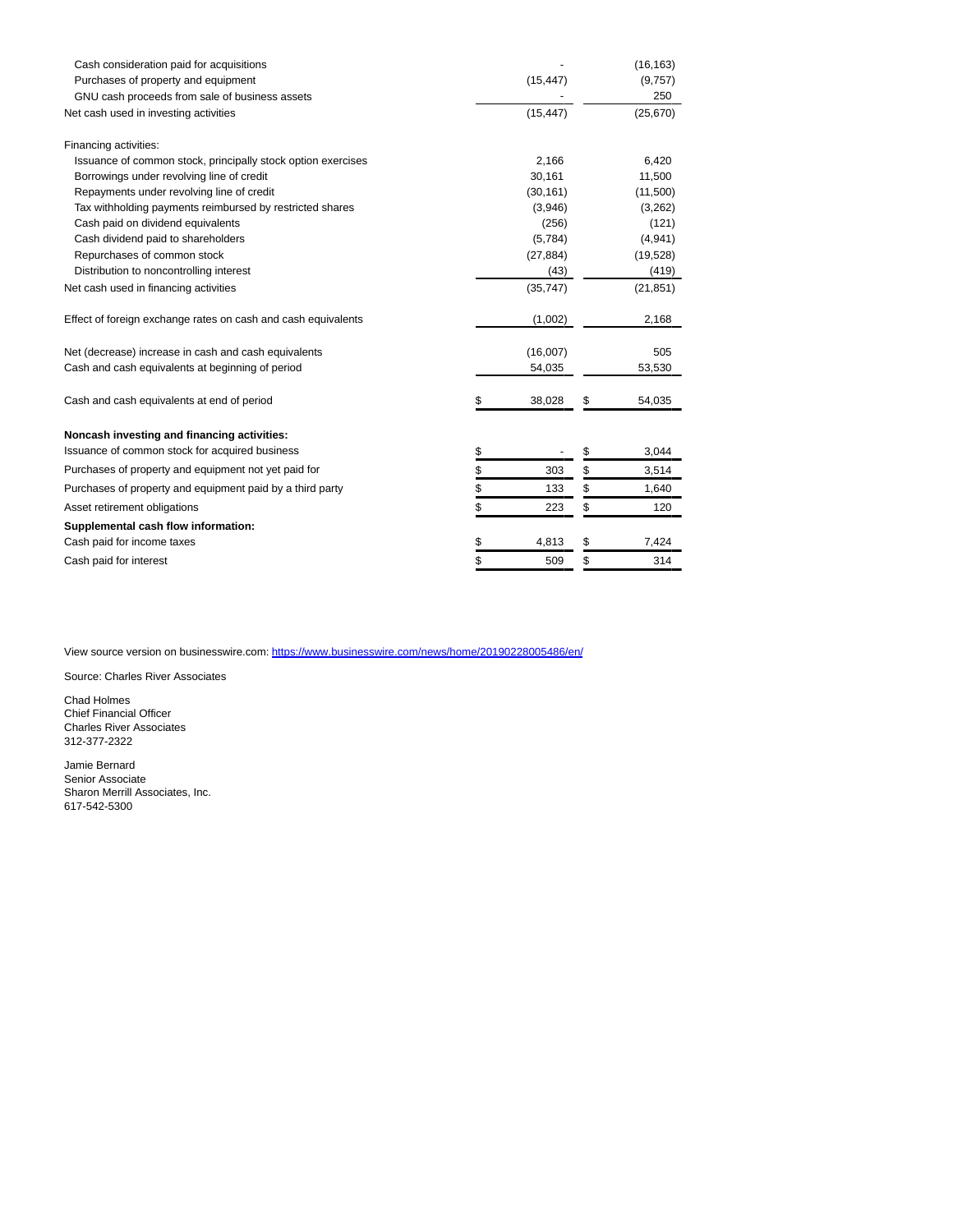| | | |
|---|---|---|
| Cash consideration paid for acquisitions | - | (16,163) |
| Purchases of property and equipment | (15,447) | (9,757) |
| GNU cash proceeds from sale of business assets | - | 250 |
| Net cash used in investing activities | (15,447) | (25,670) |
| | | |
| Financing activities: | | |
| Issuance of common stock, principally stock option exercises | 2,166 | 6,420 |
| Borrowings under revolving line of credit | 30,161 | 11,500 |
| Repayments under revolving line of credit | (30,161) | (11,500) |
| Tax withholding payments reimbursed by restricted shares | (3,946) | (3,262) |
| Cash paid on dividend equivalents | (256) | (121) |
| Cash dividend paid to shareholders | (5,784) | (4,941) |
| Repurchases of common stock | (27,884) | (19,528) |
| Distribution to noncontrolling interest | (43) | (419) |
| Net cash used in financing activities | (35,747) | (21,851) |
| | | |
| Effect of foreign exchange rates on cash and cash equivalents | (1,002) | 2,168 |
| | | |
| Net (decrease) increase in cash and cash equivalents | (16,007) | 505 |
| Cash and cash equivalents at beginning of period | 54,035 | 53,530 |
| | | |
| Cash and cash equivalents at end of period | $ 38,028 | $ 54,035 |
| | | |
| **Noncash investing and financing activities:** | | |
| Issuance of common stock for acquired business | $ - | $ 3,044 |
| Purchases of property and equipment not yet paid for | $ 303 | $ 3,514 |
| Purchases of property and equipment paid by a third party | $ 133 | $ 1,640 |
| Asset retirement obligations | $ 223 | $ 120 |
| **Supplemental cash flow information:** | | |
| Cash paid for income taxes | $ 4,813 | $ 7,424 |
| Cash paid for interest | $ 509 | $ 314 |

View source version on businesswire.com: https://www.businesswire.com/news/home/20190228005486/en/

Source: Charles River Associates

Chad Holmes
Chief Financial Officer
Charles River Associates
312-377-2322

Jamie Bernard
Senior Associate
Sharon Merrill Associates, Inc.
617-542-5300